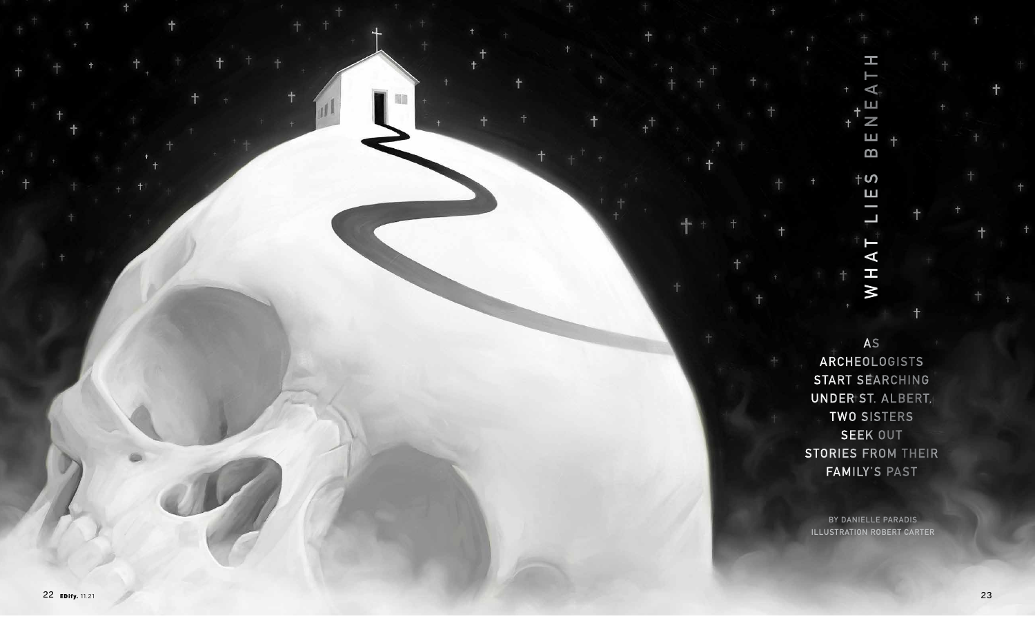# WHAT LIES BENEATH

**AS ARCHEOLOGISTS START SEARCHING UNDER ST. ALBERT, TWO SISTERS SEEK OUT STORIES FROM THEIR FAMILY'S PAST**

BY DANIELLE PARADIS
ILLUSTRATION ROBERT CARTER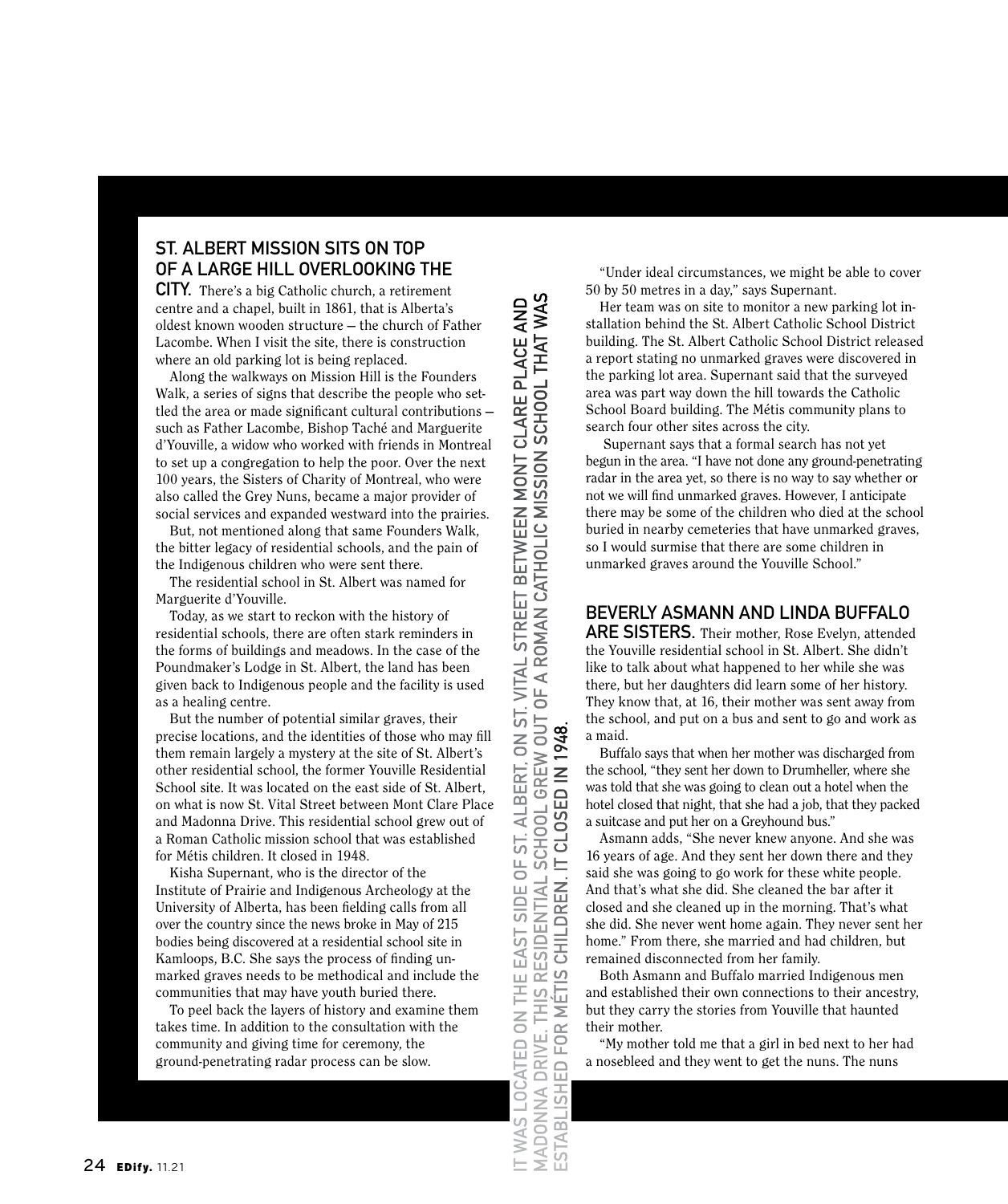**ST. ALBERT MISSION SITS ON TOP OF A LARGE HILL OVERLOOKING THE CITY.** There's a big Catholic church, a retirement centre and a chapel, built in 1861, that is Alberta's oldest known wooden structure — the church of Father Lacombe. When I visit the site, there is construction where an old parking lot is being replaced.

Along the walkways on Mission Hill is the Founders Walk, a series of signs that describe the people who settled the area or made significant cultural contributions — such as Father Lacombe, Bishop Taché and Marguerite d'Youville, a widow who worked with friends in Montreal to set up a congregation to help the poor. Over the next 100 years, the Sisters of Charity of Montreal, who were also called the Grey Nuns, became a major provider of social services and expanded westward into the prairies.

But, not mentioned along that same Founders Walk, the bitter legacy of residential schools, and the pain of the Indigenous children who were sent there.

The residential school in St. Albert was named for Marguerite d'Youville.

Today, as we start to reckon with the history of residential schools, there are often stark reminders in the forms of buildings and meadows. In the case of the Poundmaker's Lodge in St. Albert, the land has been given back to Indigenous people and the facility is used as a healing centre.

But the number of potential similar graves, their precise locations, and the identities of those who may fill them remain largely a mystery at the site of St. Albert's other residential school, the former Youville Residential School site. It was located on the east side of St. Albert, on what is now St. Vital Street between Mont Clare Place and Madonna Drive. This residential school grew out of a Roman Catholic mission school that was established for Métis children. It closed in 1948.

Kisha Supernant, who is the director of the Institute of Prairie and Indigenous Archeology at the University of Alberta, has been fielding calls from all over the country since the news broke in May of 215 bodies being discovered at a residential school site in Kamloops, B.C. She says the process of finding unmarked graves needs to be methodical and include the communities that may have youth buried there.

To peel back the layers of history and examine them takes time. In addition to the consultation with the community and giving time for ceremony, the ground-penetrating radar process can be slow.

IT WAS LOCATED ON THE EAST SIDE OF ST. ALBERT, ON ST. VITAL STREET BETWEEN MONT CLARE PLACE AND MADONNA DRIVE. THIS RESIDENTIAL SCHOOL GREW OUT OF A ROMAN CATHOLIC MISSION SCHOOL THAT WAS ESTABLISHED FOR MÉTIS CHILDREN. **IT CLOSED IN 1948.**

"Under ideal circumstances, we might be able to cover 50 by 50 metres in a day," says Supernant.

Her team was on site to monitor a new parking lot installation behind the St. Albert Catholic School District building. The St. Albert Catholic School District released a report stating no unmarked graves were discovered in the parking lot area. Supernant said that the surveyed area was part way down the hill towards the Catholic School Board building. The Métis community plans to search four other sites across the city.

Supernant says that a formal search has not yet begun in the area. "I have not done any ground-penetrating radar in the area yet, so there is no way to say whether or not we will find unmarked graves. However, I anticipate there may be some of the children who died at the school buried in nearby cemeteries that have unmarked graves, so I would surmise that there are some children in unmarked graves around the Youville School."

**BEVERLY ASMANN AND LINDA BUFFALO ARE SISTERS.** Their mother, Rose Evelyn, attended the Youville residential school in St. Albert. She didn't like to talk about what happened to her while she was there, but her daughters did learn some of her history. They know that, at 16, their mother was sent away from the school, and put on a bus and sent to go and work as a maid.

Buffalo says that when her mother was discharged from the school, "they sent her down to Drumheller, where she was told that she was going to clean out a hotel when the hotel closed that night, that she had a job, that they packed a suitcase and put her on a Greyhound bus."

Asmann adds, "She never knew anyone. And she was 16 years of age. And they sent her down there and they said she was going to go work for these white people. And that's what she did. She cleaned the bar after it closed and she cleaned up in the morning. That's what she did. She never went home again. They never sent her home." From there, she married and had children, but remained disconnected from her family.

Both Asmann and Buffalo married Indigenous men and established their own connections to their ancestry, but they carry the stories from Youville that haunted their mother.

"My mother told me that a girl in bed next to her had a nosebleed and they went to get the nuns. The nuns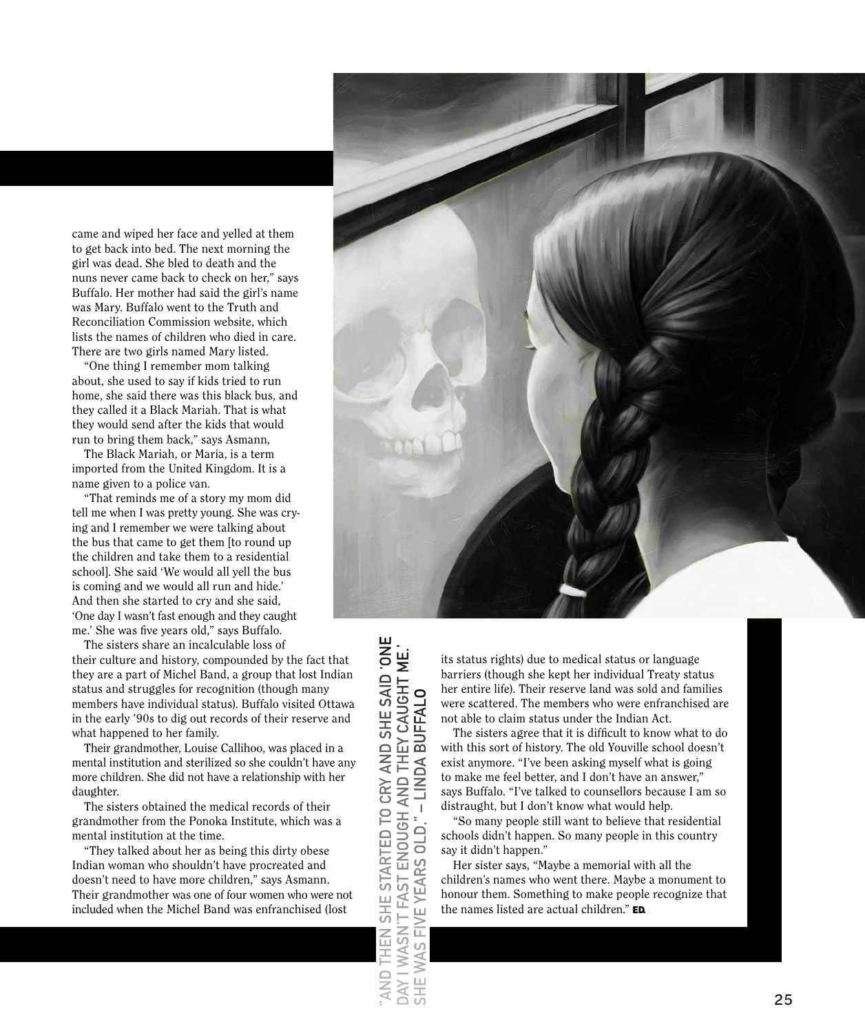came and wiped her face and yelled at them to get back into bed. The next morning the girl was dead. She bled to death and the nuns never came back to check on her," says Buffalo. Her mother had said the girl's name was Mary. Buffalo went to the Truth and Reconciliation Commission website, which lists the names of children who died in care. There are two girls named Mary listed.

"One thing I remember mom talking about, she used to say if kids tried to run home, she said there was this black bus, and they called it a Black Mariah. That is what they would send after the kids that would run to bring them back," says Asmann,

The Black Mariah, or Maria, is a term imported from the United Kingdom. It is a name given to a police van.

"That reminds me of a story my mom did tell me when I was pretty young. She was crying and I remember we were talking about the bus that came to get them [to round up the children and take them to a residential school]. She said 'We would all yell the bus is coming and we would all run and hide.' And then she started to cry and she said, 'One day I wasn't fast enough and they caught me.' She was five years old," says Buffalo.

The sisters share an incalculable loss of their culture and history, compounded by the fact that they are a part of Michel Band, a group that lost Indian status and struggles for recognition (though many members have individual status). Buffalo visited Ottawa in the early '90s to dig out records of their reserve and what happened to her family.

Their grandmother, Louise Callihoo, was placed in a mental institution and sterilized so she couldn't have any more children. She did not have a relationship with her daughter.

The sisters obtained the medical records of their grandmother from the Ponoka Institute, which was a mental institution at the time.

"They talked about her as being this dirty obese Indian woman who shouldn't have procreated and doesn't need to have more children," says Asmann. Their grandmother was one of four women who were not included when the Michel Band was enfranchised (lost its status rights) due to medical status or language barriers (though she kept her individual Treaty status her entire life). Their reserve land was sold and families were scattered. The members who were enfranchised are not able to claim status under the Indian Act.

The sisters agree that it is difficult to know what to do with this sort of history. The old Youville school doesn't exist anymore. "I've been asking myself what is going to make me feel better, and I don't have an answer," says Buffalo. "I've talked to counsellors because I am so distraught, but I don't know what would help.

"So many people still want to believe that residential schools didn't happen. So many people in this country say it didn't happen."

Her sister says, "Maybe a memorial with all the children's names who went there. Maybe a monument to honour them. Something to make people recognize that the names listed are actual children." **ED.**

"AND THEN SHE STARTED TO CRY AND SHE SAID 'ONE DAY I WASN'T FAST ENOUGH AND THEY CAUGHT ME.' SHE WAS FIVE YEARS OLD." – LINDA BUFFALO